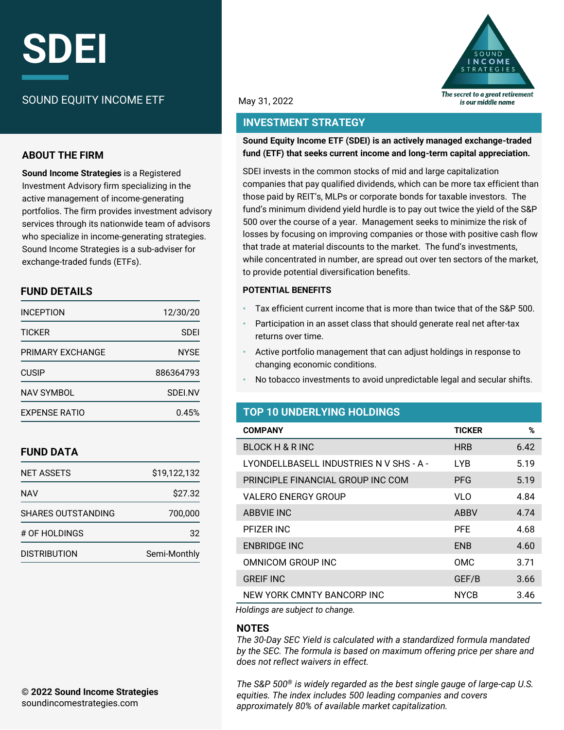# SDEI

SOUND EQUITY INCOME ETF

May 31, 2022

SOUND INCOME STRATEGIES

*The secret to a great retirement is our middle name*

## ABOUT THE FIRM

**Sound Income Strategies** is a Registered Investment Advisory firm specializing in the active management of income-generating portfolios. The firm provides investment advisory services through its nationwide team of advisors who specialize in income-generating strategies. Sound Income Strategies is a sub-adviser for exchange-traded funds (ETFs).

## FUND DETAILS

| | |
|---|---|
| INCEPTION | 12/30/20 |
| TICKER | SDEI |
| PRIMARY EXCHANGE | NYSE |
| CUSIP | 886364793 |
| NAV SYMBOL | SDEI.NV |
| EXPENSE RATIO | 0.45% |

## FUND DATA

| | |
|---|---|
| NET ASSETS | $19,122,132 |
| NAV | $27.32 |
| SHARES OUTSTANDING | 700,000 |
| # OF HOLDINGS | 32 |
| DISTRIBUTION | Semi-Monthly |

## INVESTMENT STRATEGY

**Sound Equity Income ETF (SDEI) is an actively managed exchange-traded fund (ETF) that seeks current income and long-term capital appreciation.**

SDEI invests in the common stocks of mid and large capitalization companies that pay qualified dividends, which can be more tax efficient than those paid by REIT's, MLPs or corporate bonds for taxable investors. The fund's minimum dividend yield hurdle is to pay out twice the yield of the S&P 500 over the course of a year. Management seeks to minimize the risk of losses by focusing on improving companies or those with positive cash flow that trade at material discounts to the market. The fund's investments, while concentrated in number, are spread out over ten sectors of the market, to provide potential diversification benefits.

### POTENTIAL BENEFITS

- Tax efficient current income that is more than twice that of the S&P 500.
- Participation in an asset class that should generate real net after-tax returns over time.
- Active portfolio management that can adjust holdings in response to changing economic conditions.
- No tobacco investments to avoid unpredictable legal and secular shifts.

## TOP 10 UNDERLYING HOLDINGS

| COMPANY | TICKER | % |
|---|---|---|
| BLOCK H & R INC | HRB | 6.42 |
| LYONDELLBASELL INDUSTRIES N V SHS - A - | LYB | 5.19 |
| PRINCIPLE FINANCIAL GROUP INC COM | PFG | 5.19 |
| VALERO ENERGY GROUP | VLO | 4.84 |
| ABBVIE INC | ABBV | 4.74 |
| PFIZER INC | PFE | 4.68 |
| ENBRIDGE INC | ENB | 4.60 |
| OMNICOM GROUP INC | OMC | 3.71 |
| GREIF INC | GEF/B | 3.66 |
| NEW YORK CMNTY BANCORP INC | NYCB | 3.46 |

*Holdings are subject to change.*

## NOTES

*The 30-Day SEC Yield is calculated with a standardized formula mandated by the SEC. The formula is based on maximum offering price per share and does not reflect waivers in effect.*

*The S&P 500® is widely regarded as the best single gauge of large-cap U.S. equities. The index includes 500 leading companies and covers approximately 80% of available market capitalization.*

**© 2022 Sound Income Strategies**
soundincomestrategies.com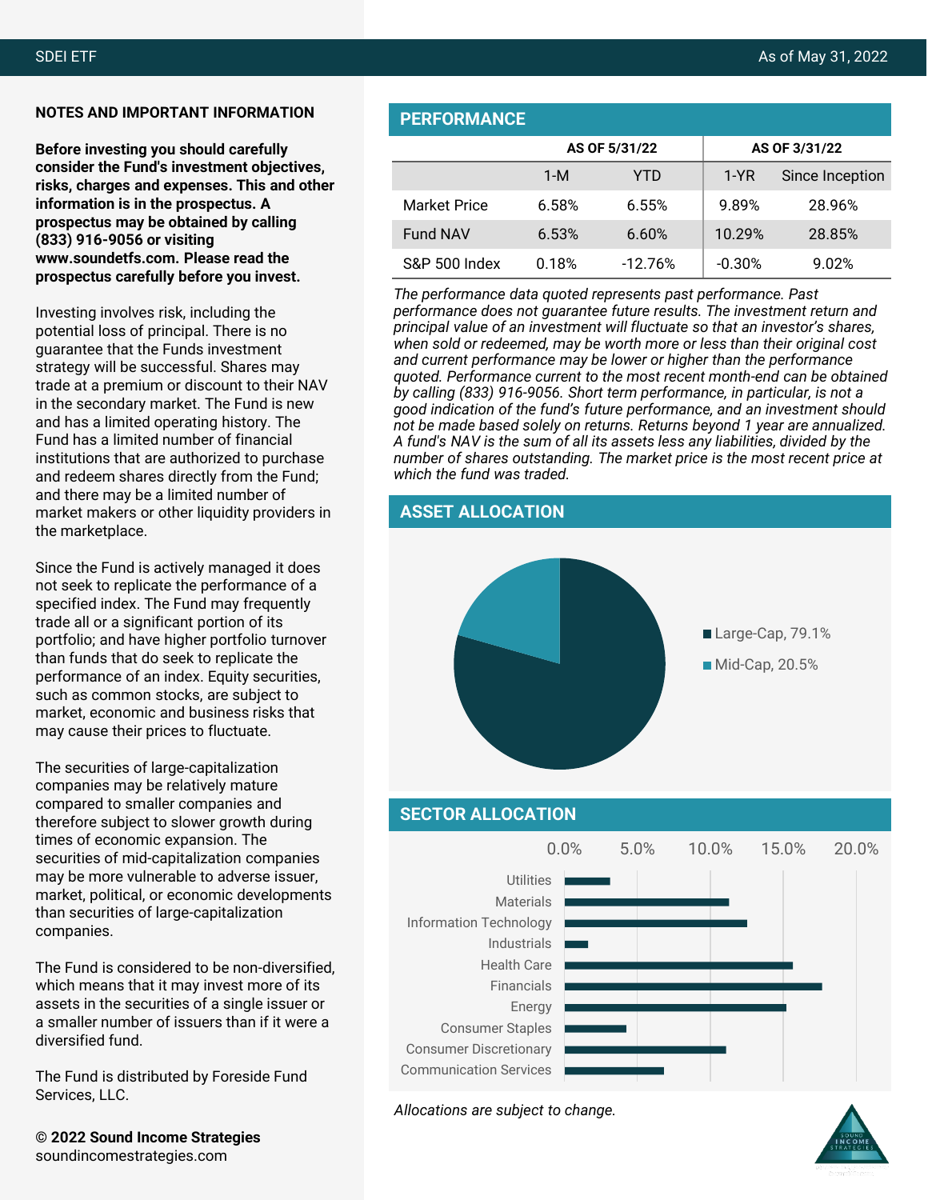## NOTES AND IMPORTANT INFORMATION

**Before investing you should carefully consider the Fund's investment objectives, risks, charges and expenses. This and other information is in the prospectus. A prospectus may be obtained by calling (833) 916-9056 or visiting www.soundetfs.com. Please read the prospectus carefully before you invest.**

Investing involves risk, including the potential loss of principal. There is no guarantee that the Funds investment strategy will be successful. Shares may trade at a premium or discount to their NAV in the secondary market. The Fund is new and has a limited operating history. The Fund has a limited number of financial institutions that are authorized to purchase and redeem shares directly from the Fund; and there may be a limited number of market makers or other liquidity providers in the marketplace.

Since the Fund is actively managed it does not seek to replicate the performance of a specified index. The Fund may frequently trade all or a significant portion of its portfolio; and have higher portfolio turnover than funds that do seek to replicate the performance of an index. Equity securities, such as common stocks, are subject to market, economic and business risks that may cause their prices to fluctuate.

The securities of large-capitalization companies may be relatively mature compared to smaller companies and therefore subject to slower growth during times of economic expansion. The securities of mid-capitalization companies may be more vulnerable to adverse issuer, market, political, or economic developments than securities of large-capitalization companies.

The Fund is considered to be non-diversified, which means that it may invest more of its assets in the securities of a single issuer or a smaller number of issuers than if it were a diversified fund.

The Fund is distributed by Foreside Fund Services, LLC.

**© 2022 Sound Income Strategies**
soundincomestrategies.com

## PERFORMANCE

| | AS OF 5/31/22 | | AS OF 3/31/22 | |
|---|---|---|---|---|
| | 1-M | YTD | 1-YR | Since Inception |
| Market Price | 6.58% | 6.55% | 9.89% | 28.96% |
| Fund NAV | 6.53% | 6.60% | 10.29% | 28.85% |
| S&P 500 Index | 0.18% | -12.76% | -0.30% | 9.02% |

*The performance data quoted represents past performance. Past performance does not guarantee future results. The investment return and principal value of an investment will fluctuate so that an investor's shares, when sold or redeemed, may be worth more or less than their original cost and current performance may be lower or higher than the performance quoted. Performance current to the most recent month-end can be obtained by calling (833) 916-9056. Short term performance, in particular, is not a good indication of the fund's future performance, and an investment should not be made based solely on returns. Returns beyond 1 year are annualized. A fund's NAV is the sum of all its assets less any liabilities, divided by the number of shares outstanding. The market price is the most recent price at which the fund was traded.*

## ASSET ALLOCATION

Large-Cap, 79.1%
Mid-Cap, 20.5%

## SECTOR ALLOCATION

0.0% 5.0% 10.0% 15.0% 20.0%

Utilities
Materials
Information Technology
Industrials
Health Care
Financials
Energy
Consumer Staples
Consumer Discretionary
Communication Services

*Allocations are subject to change.*